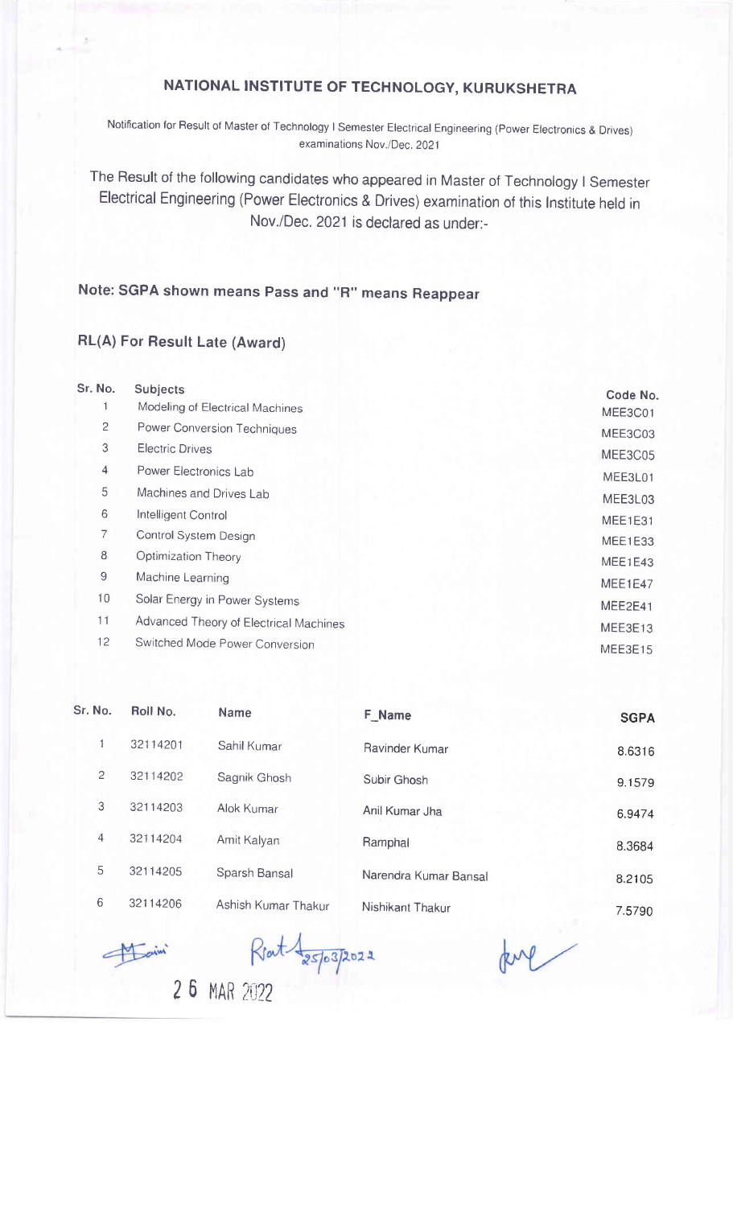# NATIONAL INSTITUTE OF TECHNOLOGY, KURUKSHETRA

Notification for Result of Master of Technology I Semester Electrical Engineering (Power Electronics & Drives) examinations Nov./Dec. 2021

The Result of the following candidates who appeared in Master of Technology I Semester Electrical Engineering (Power Electronics & Drives) examination of this Institute held in Nov./Dec. 2021 is declared as under:-

**Note: SGPA shown means Pass and "R" means Reappear**

**RL(A) For Result Late (Award)**

| Sr. No. | Subjects | Code No. |
|---|---|---|
| 1 | Modeling of Electrical Machines | MEE3C01 |
| 2 | Power Conversion Techniques | MEE3C03 |
| 3 | Electric Drives | MEE3C05 |
| 4 | Power Electronics Lab | MEE3L01 |
| 5 | Machines and Drives Lab | MEE3L03 |
| 6 | Intelligent Control | MEE1E31 |
| 7 | Control System Design | MEE1E33 |
| 8 | Optimization Theory | MEE1E43 |
| 9 | Machine Learning | MEE1E47 |
| 10 | Solar Energy in Power Systems | MEE2E41 |
| 11 | Advanced Theory of Electrical Machines | MEE3E13 |
| 12 | Switched Mode Power Conversion | MEE3E15 |

| Sr. No. | Roll No. | Name | F_Name | SGPA |
|---|---|---|---|---|
| 1 | 32114201 | Sahil Kumar | Ravinder Kumar | 8.6316 |
| 2 | 32114202 | Sagnik Ghosh | Subir Ghosh | 9.1579 |
| 3 | 32114203 | Alok Kumar | Anil Kumar Jha | 6.9474 |
| 4 | 32114204 | Amit Kalyan | Ramphal | 8.3684 |
| 5 | 32114205 | Sparsh Bansal | Narendra Kumar Bansal | 8.2105 |
| 6 | 32114206 | Ashish Kumar Thakur | Nishikant Thakur | 7.5790 |

25/03/2022

26 MAR 2022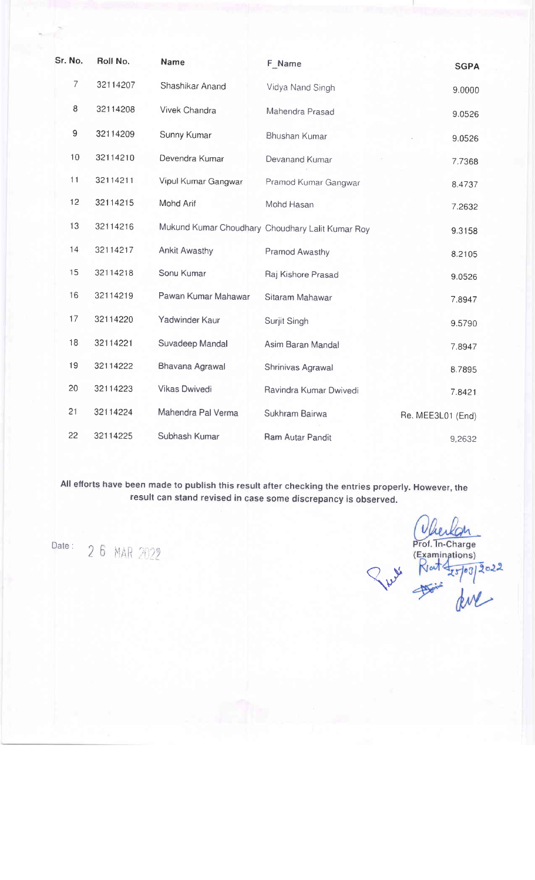| Sr. No. | Roll No. | Name | F_Name | SGPA |
|---|---|---|---|---|
| 7 | 32114207 | Shashikar Anand | Vidya Nand Singh | 9.0000 |
| 8 | 32114208 | Vivek Chandra | Mahendra Prasad | 9.0526 |
| 9 | 32114209 | Sunny Kumar | Bhushan Kumar | 9.0526 |
| 10 | 32114210 | Devendra Kumar | Devanand Kumar | 7.7368 |
| 11 | 32114211 | Vipul Kumar Gangwar | Pramod Kumar Gangwar | 8.4737 |
| 12 | 32114215 | Mohd Arif | Mohd Hasan | 7.2632 |
| 13 | 32114216 | Mukund Kumar Choudhary | Choudhary Lalit Kumar Roy | 9.3158 |
| 14 | 32114217 | Ankit Awasthy | Pramod Awasthy | 8.2105 |
| 15 | 32114218 | Sonu Kumar | Raj Kishore Prasad | 9.0526 |
| 16 | 32114219 | Pawan Kumar Mahawar | Sitaram Mahawar | 7.8947 |
| 17 | 32114220 | Yadwinder Kaur | Surjit Singh | 9.5790 |
| 18 | 32114221 | Suvadeep Mandal | Asim Baran Mandal | 7.8947 |
| 19 | 32114222 | Bhavana Agrawal | Shrinivas Agrawal | 8.7895 |
| 20 | 32114223 | Vikas Dwivedi | Ravindra Kumar Dwivedi | 7.8421 |
| 21 | 32114224 | Mahendra Pal Verma | Sukhram Bairwa | Re. MEE3L01 (End) |
| 22 | 32114225 | Subhash Kumar | Ram Autar Pandit | 9.2632 |

**All efforts have been made to publish this result after checking the entries properly. However, the result can stand revised in case some discrepancy is observed.**

Date : 26 MAR 2022

Prof. In-Charge
(Examinations)